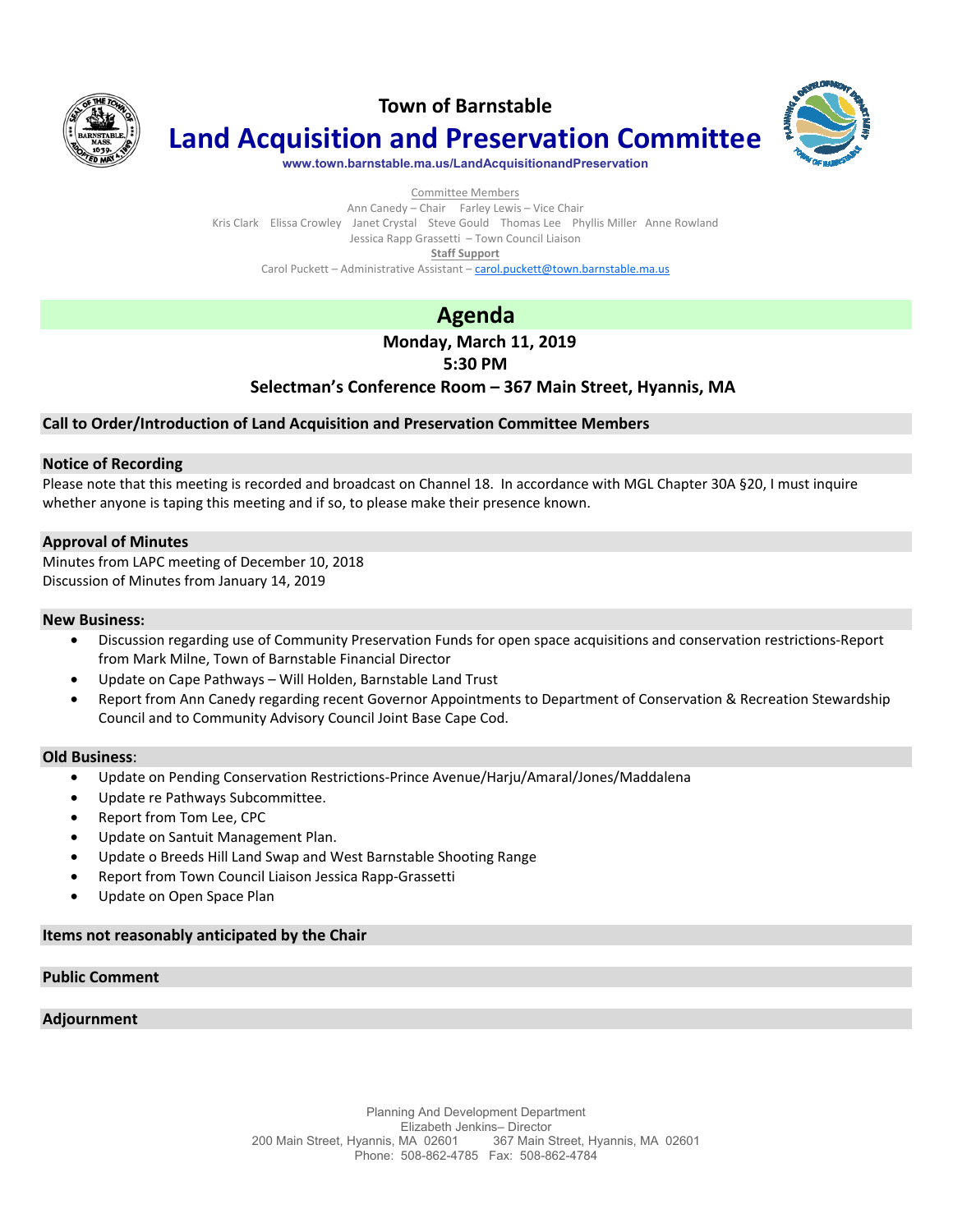# Town of Barnstable

# Land Acquisition and Preservation Committee

**www.town.barnstable.ma.us/LandAcquisitionandPreservation**

Committee Members

Ann Canedy – Chair    Farley Lewis – Vice Chair

Kris Clark    Elissa Crowley    Janet Crystal    Steve Gould    Thomas Lee    Phyllis Miller    Anne Rowland

Jessica Rapp Grassetti – Town Council Liaison

**Staff Support**

Carol Puckett – Administrative Assistant – carol.puckett@town.barnstable.ma.us

## Agenda

**Monday, March 11, 2019**

**5:30 PM**

**Selectman's Conference Room – 367 Main Street, Hyannis, MA**

### Call to Order/Introduction of Land Acquisition and Preservation Committee Members

### Notice of Recording

Please note that this meeting is recorded and broadcast on Channel 18. In accordance with MGL Chapter 30A §20, I must inquire whether anyone is taping this meeting and if so, to please make their presence known.

### Approval of Minutes

Minutes from LAPC meeting of December 10, 2018

Discussion of Minutes from January 14, 2019

### New Business:

- Discussion regarding use of Community Preservation Funds for open space acquisitions and conservation restrictions-Report from Mark Milne, Town of Barnstable Financial Director
- Update on Cape Pathways – Will Holden, Barnstable Land Trust
- Report from Ann Canedy regarding recent Governor Appointments to Department of Conservation & Recreation Stewardship Council and to Community Advisory Council Joint Base Cape Cod.

### Old Business:

- Update on Pending Conservation Restrictions-Prince Avenue/Harju/Amaral/Jones/Maddalena
- Update re Pathways Subcommittee.
- Report from Tom Lee, CPC
- Update on Santuit Management Plan.
- Update o Breeds Hill Land Swap and West Barnstable Shooting Range
- Report from Town Council Liaison Jessica Rapp-Grassetti
- Update on Open Space Plan

### Items not reasonably anticipated by the Chair

### Public Comment

### Adjournment

Planning And Development Department
Elizabeth Jenkins– Director
200 Main Street, Hyannis, MA 02601    367 Main Street, Hyannis, MA 02601
Phone: 508-862-4785  Fax: 508-862-4784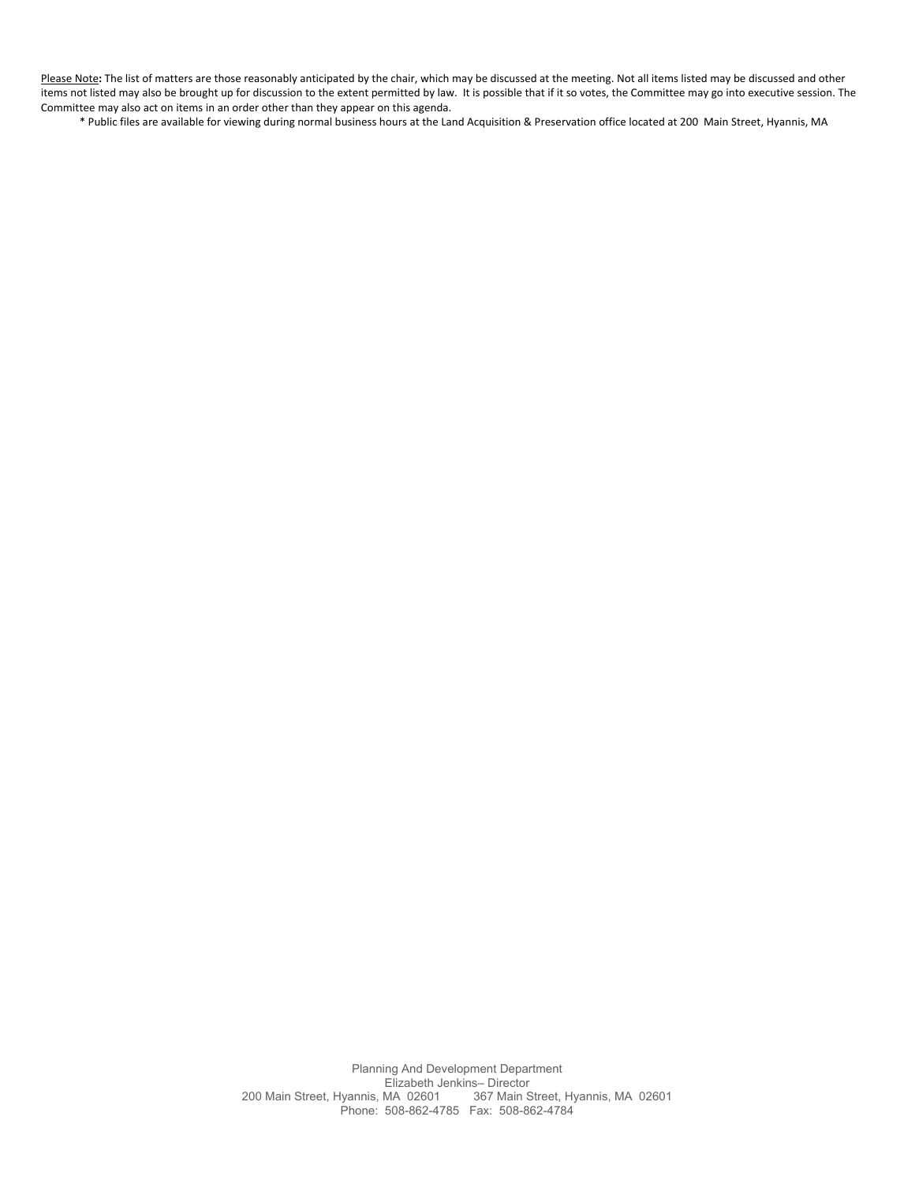Please Note**:** The list of matters are those reasonably anticipated by the chair, which may be discussed at the meeting. Not all items listed may be discussed and other items not listed may also be brought up for discussion to the extent permitted by law. It is possible that if it so votes, the Committee may go into executive session. The Committee may also act on items in an order other than they appear on this agenda.

\* Public files are available for viewing during normal business hours at the Land Acquisition & Preservation office located at 200 Main Street, Hyannis, MA

Planning And Development Department
Elizabeth Jenkins– Director
200 Main Street, Hyannis, MA 02601    367 Main Street, Hyannis, MA 02601
Phone: 508-862-4785 Fax: 508-862-4784